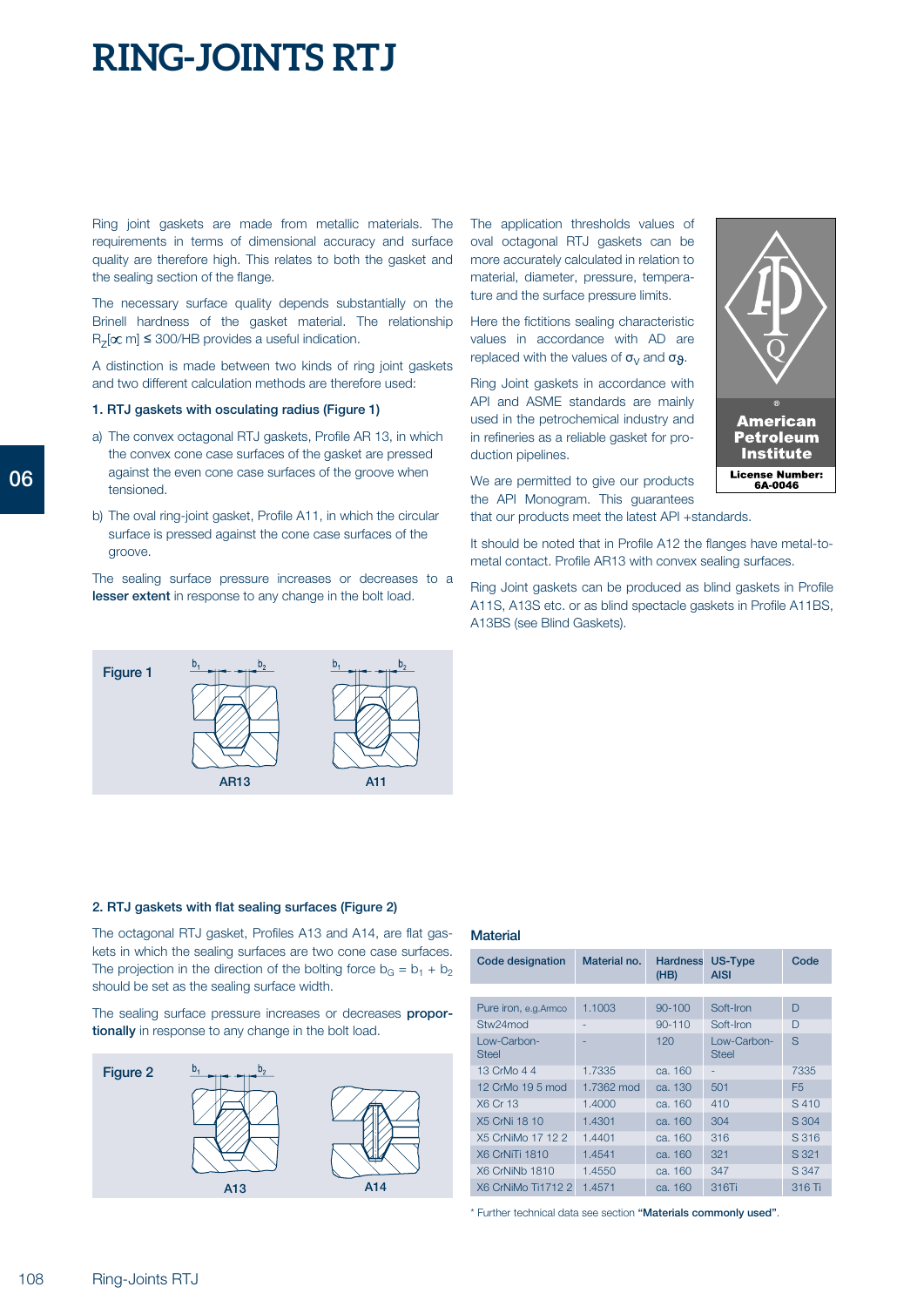# RING-JOINTS RTJ

Ring joint gaskets are made from metallic materials. The requirements in terms of dimensional accuracy and surface quality are therefore high. This relates to both the gasket and the sealing section of the flange.

The necessary surface quality depends substantially on the Brinell hardness of the gasket material. The relationship $R_Z[\propto m] \leq 300/HB$ provides a useful indication.

A distinction is made between two kinds of ring joint gaskets and two different calculation methods are therefore used:

**1. RTJ gaskets with osculating radius (Figure 1)**

a) The convex octagonal RTJ gaskets, Profile AR 13, in which the convex cone case surfaces of the gasket are pressed against the even cone case surfaces of the groove when tensioned.

b) The oval ring-joint gasket, Profile A11, in which the circular surface is pressed against the cone case surfaces of the groove.

The sealing surface pressure increases or decreases to a **lesser extent** in response to any change in the bolt load.

The application thresholds values of oval octagonal RTJ gaskets can be more accurately calculated in relation to material, diameter, pressure, temperature and the surface pressure limits.

Here the fictitions sealing characteristic values in accordance with AD are replaced with the values of $\sigma_V$ and $\sigma_\vartheta$.

Ring Joint gaskets in accordance with API and ASME standards are mainly used in the petrochemical industry and in refineries as a reliable gasket for production pipelines.

American Petroleum Institute
License Number: 6A-0046

We are permitted to give our products the API Monogram. This guarantees that our products meet the latest API +standards.

It should be noted that in Profile A12 the flanges have metal-to-metal contact. Profile AR13 with convex sealing surfaces.

Ring Joint gaskets can be produced as blind gaskets in Profile A11S, A13S etc. or as blind spectacle gaskets in Profile A11BS, A13BS (see Blind Gaskets).

Figure 1

$b_1$ $b_2$ $b_1$ $b_2$

AR13 A11

**2. RTJ gaskets with flat sealing surfaces (Figure 2)**

The octagonal RTJ gasket, Profiles A13 and A14, are flat gaskets in which the sealing surfaces are two cone case surfaces. The projection in the direction of the bolting force $b_G = b_1 + b_2$ should be set as the sealing surface width.

The sealing surface pressure increases or decreases **proportionally** in response to any change in the bolt load.

Figure 2

$b_1$ $b_2$

A13 A14

### Material

| Code designation | Material no. | Hardness (HB) | US-Type AISI | Code |
|---|---|---|---|---|
| Pure iron, e.g.Armco | 1.1003 | 90-100 | Soft-Iron | D |
| Stw24mod | - | 90-110 | Soft-Iron | D |
| Low-Carbon-Steel | - | 120 | Low-Carbon-Steel | S |
| 13 CrMo 4 4 | 1.7335 | ca. 160 | - | 7335 |
| 12 CrMo 19 5 mod | 1.7362 mod | ca. 130 | 501 | F5 |
| X6 Cr 13 | 1.4000 | ca. 160 | 410 | S 410 |
| X5 CrNi 18 10 | 1.4301 | ca. 160 | 304 | S 304 |
| X5 CrNiMo 17 12 2 | 1.4401 | ca. 160 | 316 | S 316 |
| X6 CrNiTi 1810 | 1.4541 | ca. 160 | 321 | S 321 |
| X6 CrNiNb 1810 | 1.4550 | ca. 160 | 347 | S 347 |
| X6 CrNiMo Ti1712 2 | 1.4571 | ca. 160 | 316Ti | 316 Ti |

* Further technical data see section **"Materials commonly used"**.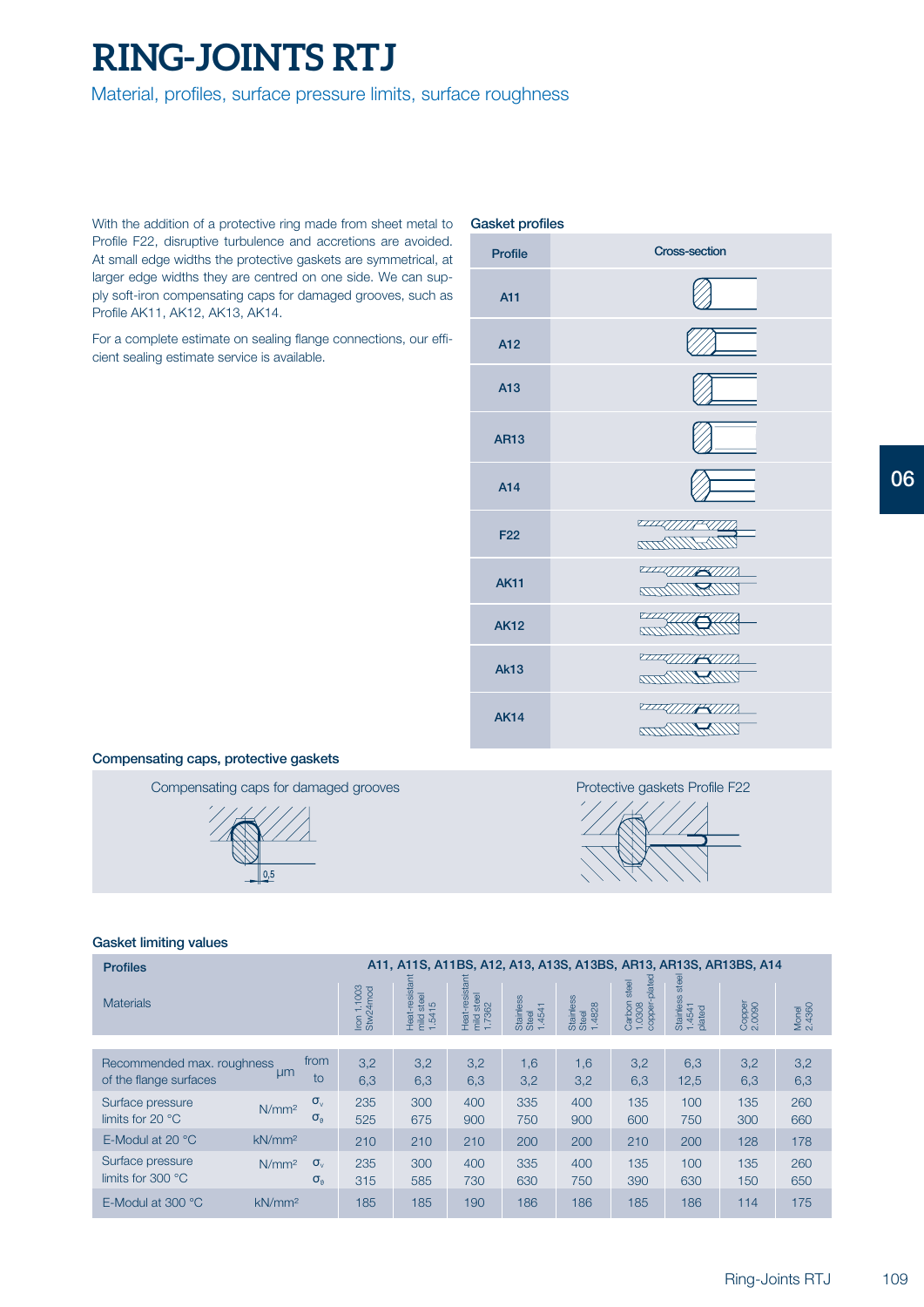# RING-JOINTS RTJ

Material, profiles, surface pressure limits, surface roughness

With the addition of a protective ring made from sheet metal to Profile F22, disruptive turbulence and accretions are avoided. At small edge widths the protective gaskets are symmetrical, at larger edge widths they are centred on one side. We can supply soft-iron compensating caps for damaged grooves, such as Profile AK11, AK12, AK13, AK14.

For a complete estimate on sealing flange connections, our efficient sealing estimate service is available.

### Gasket profiles

| Profile | Cross-section |
|---|---|
| A11 | |
| A12 | |
| A13 | |
| AR13 | |
| A14 | |
| F22 | |
| AK11 | |
| AK12 | |
| Ak13 | |
| AK14 | |

### Compensating caps, protective gaskets

Compensating caps for damaged grooves

0,5

Protective gaskets Profile F22

### Gasket limiting values

| Profiles | | | A11, A11S, A11BS, A12, A13, A13S, A13BS, AR13, AR13S, AR13BS, A14 | | | | | | | | |
|---|---|---|---|---|---|---|---|---|---|---|---|
| Materials | | | Iron 1.1003 Stw24mod | Heat-resistant mild steel 1.5415 | Heat-resistant mild steel 1.7362 | Stainless Steel 1.4541 | Stainless Steel 1.4828 | Carbon steel 1.0308 copper-plated | Stainless steel 1.4541 plated | Copper 2.0090 | Monel 2.4360 |
| Recommended max. roughness of the flange surfaces | µm | from | 3,2 | 3,2 | 3,2 | 1,6 | 1,6 | 3,2 | 6,3 | 3,2 | 3,2 |
| | | to | 6,3 | 6,3 | 6,3 | 3,2 | 3,2 | 6,3 | 12,5 | 6,3 | 6,3 |
| Surface pressure limits for 20 °C | N/mm² | $\sigma_v$ | 235 | 300 | 400 | 335 | 400 | 135 | 100 | 135 | 260 |
| | | $\sigma_B$ | 525 | 675 | 900 | 750 | 900 | 600 | 750 | 300 | 660 |
| E-Modul at 20 °C | kN/mm² | | 210 | 210 | 210 | 200 | 200 | 210 | 200 | 128 | 178 |
| Surface pressure limits for 300 °C | N/mm² | $\sigma_v$ | 235 | 300 | 400 | 335 | 400 | 135 | 100 | 135 | 260 |
| | | $\sigma_B$ | 315 | 585 | 730 | 630 | 750 | 390 | 630 | 150 | 650 |
| E-Modul at 300 °C | kN/mm² | | 185 | 185 | 190 | 186 | 186 | 185 | 186 | 114 | 175 |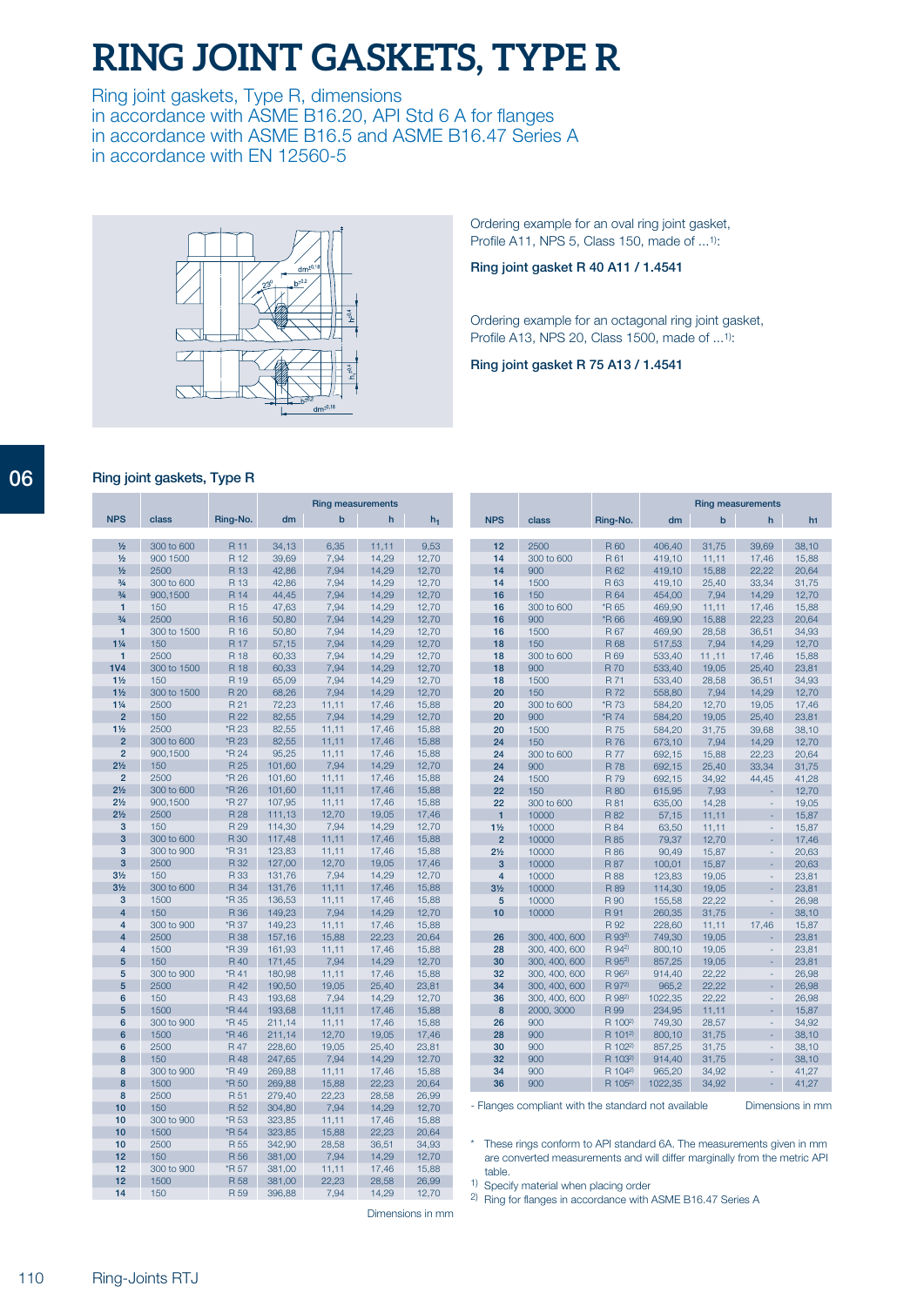# RING JOINT GASKETS, TYPE R

Ring joint gaskets, Type R, dimensions
in accordance with ASME B16.20, API Std 6 A for flanges
in accordance with ASME B16.5 and ASME B16.47 Series A
in accordance with EN 12560-5

Ordering example for an oval ring joint gasket,
Profile A11, NPS 5, Class 150, made of ...[1]:

**Ring joint gasket R 40 A11 / 1.4541**

Ordering example for an octagonal ring joint gasket,
Profile A13, NPS 20, Class 1500, made of ...[1]:

**Ring joint gasket R 75 A13 / 1.4541**

## Ring joint gaskets, Type R

| NPS | class | Ring-No. | Ring measurements dm | b | h | $h_1$ |
|---|---|---|---|---|---|---|
| ½ | 300 to 600 | R 11 | 34,13 | 6,35 | 11,11 | 9,53 |
| ½ | 900 1500 | R 12 | 39,69 | 7,94 | 14,29 | 12,70 |
| ½ | 2500 | R 13 | 42,86 | 7,94 | 14,29 | 12,70 |
| ¾ | 300 to 600 | R 13 | 42,86 | 7,94 | 14,29 | 12,70 |
| ¾ | 900,1500 | R 14 | 44,45 | 7,94 | 14,29 | 12,70 |
| 1 | 150 | R 15 | 47,63 | 7,94 | 14,29 | 12,70 |
| ¾ | 2500 | R 16 | 50,80 | 7,94 | 14,29 | 12,70 |
| 1 | 300 to 1500 | R 16 | 50,80 | 7,94 | 14,29 | 12,70 |
| 1¼ | 150 | R 17 | 57,15 | 7,94 | 14,29 | 12,70 |
| 1 | 2500 | R 18 | 60,33 | 7,94 | 14,29 | 12,70 |
| 1V4 | 300 to 1500 | R 18 | 60,33 | 7,94 | 14,29 | 12,70 |
| 1½ | 150 | R 19 | 65,09 | 7,94 | 14,29 | 12,70 |
| 1½ | 300 to 1500 | R 20 | 68,26 | 7,94 | 14,29 | 12,70 |
| 1¼ | 2500 | R 21 | 72,23 | 11,11 | 17,46 | 15,88 |
| 2 | 150 | R 22 | 82,55 | 7,94 | 14,29 | 12,70 |
| 1½ | 2500 | *R 23 | 82,55 | 11,11 | 17,46 | 15,88 |
| 2 | 300 to 600 | *R 23 | 82,55 | 11,11 | 17,46 | 15,88 |
| 2 | 900,1500 | *R 24 | 95,25 | 11,11 | 17,46 | 15,88 |
| 2½ | 150 | R 25 | 101,60 | 7,94 | 14,29 | 12,70 |
| 2 | 2500 | *R 26 | 101,60 | 11,11 | 17,46 | 15,88 |
| 2½ | 300 to 600 | *R 26 | 101,60 | 11,11 | 17,46 | 15,88 |
| 2½ | 900,1500 | *R 27 | 107,95 | 11,11 | 17,46 | 15,88 |
| 2½ | 2500 | R 28 | 111,13 | 12,70 | 19,05 | 17,46 |
| 3 | 150 | R 29 | 114,30 | 7,94 | 14,29 | 12,70 |
| 3 | 300 to 600 | R 30 | 117,48 | 11,11 | 17,46 | 15,88 |
| 3 | 300 to 900 | *R 31 | 123,83 | 11,11 | 17,46 | 15,88 |
| 3 | 2500 | R 32 | 127,00 | 12,70 | 19,05 | 17,46 |
| 3½ | 150 | R 33 | 131,76 | 7,94 | 14,29 | 12,70 |
| 3½ | 300 to 600 | R 34 | 131,76 | 11,11 | 17,46 | 15,88 |
| 3 | 1500 | *R 35 | 136,53 | 11,11 | 17,46 | 15,88 |
| 4 | 150 | R 36 | 149,23 | 7,94 | 14,29 | 12,70 |
| 4 | 300 to 900 | *R 37 | 149,23 | 11,11 | 17,46 | 15,88 |
| 4 | 2500 | R 38 | 157,16 | 15,88 | 22,23 | 20,64 |
| 4 | 1500 | *R 39 | 161,93 | 11,11 | 17,46 | 15,88 |
| 5 | 150 | R 40 | 171,45 | 7,94 | 14,29 | 12,70 |
| 5 | 300 to 900 | *R 41 | 180,98 | 11,11 | 17,46 | 15,88 |
| 5 | 2500 | R 42 | 190,50 | 19,05 | 25,40 | 23,81 |
| 6 | 150 | R 43 | 193,68 | 7,94 | 14,29 | 12,70 |
| 5 | 1500 | *R 44 | 193,68 | 11,11 | 17,46 | 15,88 |
| 6 | 300 to 900 | *R 45 | 211,14 | 11,11 | 17,46 | 15,88 |
| 6 | 1500 | *R 46 | 211,14 | 12,70 | 19,05 | 17,46 |
| 6 | 2500 | R 47 | 228,60 | 19,05 | 25,40 | 23,81 |
| 8 | 150 | R 48 | 247,65 | 7,94 | 14,29 | 12,70 |
| 8 | 300 to 900 | *R 49 | 269,88 | 11,11 | 17,46 | 15,88 |
| 8 | 1500 | *R 50 | 269,88 | 15,88 | 22,23 | 20,64 |
| 8 | 2500 | R 51 | 279,40 | 22,23 | 28,58 | 26,99 |
| 10 | 150 | R 52 | 304,80 | 7,94 | 14,29 | 12,70 |
| 10 | 300 to 900 | *R 53 | 323,85 | 11,11 | 17,46 | 15,88 |
| 10 | 1500 | *R 54 | 323,85 | 15,88 | 22,23 | 20,64 |
| 10 | 2500 | R 55 | 342,90 | 28,58 | 36,51 | 34,93 |
| 12 | 150 | R 56 | 381,00 | 7,94 | 14,29 | 12,70 |
| 12 | 300 to 900 | *R 57 | 381,00 | 11,11 | 17,46 | 15,88 |
| 12 | 1500 | R 58 | 381,00 | 22,23 | 28,58 | 26,99 |
| 14 | 150 | R 59 | 396,88 | 7,94 | 14,29 | 12,70 |

Dimensions in mm

| NPS | class | Ring-No. | Ring measurements dm | b | h | $h_1$ |
|---|---|---|---|---|---|---|
| 12 | 2500 | R 60 | 406,40 | 31,75 | 39,69 | 38,10 |
| 14 | 300 to 600 | R 61 | 419,10 | 11,11 | 17,46 | 15,88 |
| 14 | 900 | R 62 | 419,10 | 15,88 | 22,22 | 20,64 |
| 14 | 1500 | R 63 | 419,10 | 25,40 | 33,34 | 31,75 |
| 16 | 150 | R 64 | 454,00 | 7,94 | 14,29 | 12,70 |
| 16 | 300 to 600 | *R 65 | 469,90 | 11,11 | 17,46 | 15,88 |
| 16 | 900 | *R 66 | 469,90 | 15,88 | 22,23 | 20,64 |
| 16 | 1500 | R 67 | 469,90 | 28,58 | 36,51 | 34,93 |
| 18 | 150 | R 68 | 517,53 | 7,94 | 14,29 | 12,70 |
| 18 | 300 to 600 | R 69 | 533,40 | 11,11 | 17,46 | 15,88 |
| 18 | 900 | R 70 | 533,40 | 19,05 | 25,40 | 23,81 |
| 18 | 1500 | R 71 | 533,40 | 28,58 | 36,51 | 34,93 |
| 20 | 150 | R 72 | 558,80 | 7,94 | 14,29 | 12,70 |
| 20 | 300 to 600 | *R 73 | 584,20 | 12,70 | 19,05 | 17,46 |
| 20 | 900 | *R 74 | 584,20 | 19,05 | 25,40 | 23,81 |
| 20 | 1500 | R 75 | 584,20 | 31,75 | 39,68 | 38,10 |
| 24 | 150 | R 76 | 673,10 | 7,94 | 14,29 | 12,70 |
| 24 | 300 to 600 | R 77 | 692,15 | 15,88 | 22,23 | 20,64 |
| 24 | 900 | R 78 | 692,15 | 25,40 | 33,34 | 31,75 |
| 24 | 1500 | R 79 | 692,15 | 34,92 | 44,45 | 41,28 |
| 22 | 150 | R 80 | 615,95 | 7,93 | - | 12,70 |
| 22 | 300 to 600 | R 81 | 635,00 | 14,28 | - | 19,05 |
| 1 | 10000 | R 82 | 57,15 | 11,11 | - | 15,87 |
| 1½ | 10000 | R 84 | 63,50 | 11,11 | - | 15,87 |
| 2 | 10000 | R 85 | 79,37 | 12,70 | - | 17,46 |
| 2½ | 10000 | R 86 | 90,49 | 15,87 | - | 20,63 |
| 3 | 10000 | R 87 | 100,01 | 15,87 | - | 20,63 |
| 4 | 10000 | R 88 | 123,83 | 19,05 | - | 23,81 |
| 3½ | 10000 | R 89 | 114,30 | 19,05 | - | 23,81 |
| 5 | 10000 | R 90 | 155,58 | 22,22 | - | 26,98 |
| 10 | 10000 | R 91 | 260,35 | 31,75 | - | 38,10 |
| | | R 92 | 228,60 | 11,11 | 17,46 | 15,87 |
| 26 | 300, 400, 600 | R 93[2] | 749,30 | 19,05 | - | 23,81 |
| 28 | 300, 400, 600 | R 94[2] | 800,10 | 19,05 | - | 23,81 |
| 30 | 300, 400, 600 | R 95[2] | 857,25 | 19,05 | - | 23,81 |
| 32 | 300, 400, 600 | R 96[2] | 914,40 | 22,22 | - | 26,98 |
| 34 | 300, 400, 600 | R 97[2] | 965,2 | 22,22 | - | 26,98 |
| 36 | 300, 400, 600 | R 98[2] | 1022,35 | 22,22 | - | 26,98 |
| 8 | 2000, 3000 | R 99 | 234,95 | 11,11 | - | 15,87 |
| 26 | 900 | R 100[2] | 749,30 | 28,57 | - | 34,92 |
| 28 | 900 | R 101[2] | 800,10 | 31,75 | - | 38,10 |
| 30 | 900 | R 102[2] | 857,25 | 31,75 | - | 38,10 |
| 32 | 900 | R 103[2] | 914,40 | 31,75 | - | 38,10 |
| 34 | 900 | R 104[2] | 965,20 | 34,92 | - | 41,27 |
| 36 | 900 | R 105[2] | 1022,35 | 34,92 | - | 41,27 |

- Flanges compliant with the standard not available

Dimensions in mm

\* These rings conform to API standard 6A. The measurements given in mm are converted measurements and will differ marginally from the metric API table.

[1] Specify material when placing order

[2] Ring for flanges in accordance with ASME B16.47 Series A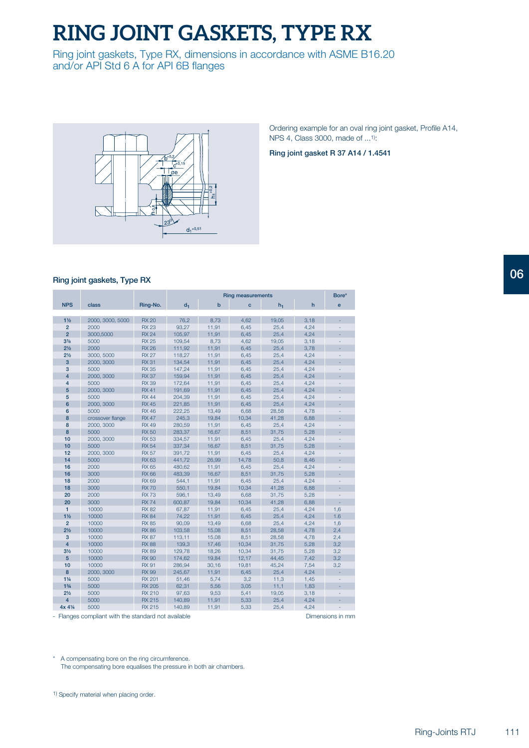# RING JOINT GASKETS, TYPE RX

Ring joint gaskets, Type RX, dimensions in accordance with ASME B16.20 and/or API Std 6 A for API 6B flanges

Ordering example for an oval ring joint gasket, Profile A14, NPS 4, Class 3000, made of ...[1]:

**Ring joint gasket R 37 A14 / 1.4541**

### Ring joint gaskets, Type RX

| NPS | class | Ring-No. | Ring measurements $d_1$ | b | c | $h_1$ | h | Bore* e |
|---|---|---|---|---|---|---|---|---|
| 1½ | 2000, 3000, 5000 | RX 20 | 76,2 | 8,73 | 4,62 | 19,05 | 3,18 | - |
| 2 | 2000 | RX 23 | 93,27 | 11,91 | 6,45 | 25,4 | 4,24 | - |
| 2 | 3000,5000 | RX 24 | 105,97 | 11,91 | 6,45 | 25,4 | 4,24 | - |
| 3⅛ | 5000 | RX 25 | 109,54 | 8,73 | 4,62 | 19,05 | 3,18 | - |
| 2½ | 2000 | RX 26 | 111,92 | 11,91 | 6,45 | 25,4 | 3,78 | - |
| 2½ | 3000, 5000 | RX 27 | 118,27 | 11,91 | 6,45 | 25,4 | 4,24 | - |
| 3 | 2000, 3000 | RX 31 | 134,54 | 11,91 | 6,45 | 25,4 | 4,24 | - |
| 3 | 5000 | RX 35 | 147,24 | 11,91 | 6,45 | 25,4 | 4,24 | - |
| 4 | 2000, 3000 | RX 37 | 159,94 | 11,91 | 6,45 | 25,4 | 4,24 | - |
| 4 | 5000 | RX 39 | 172,64 | 11,91 | 6,45 | 25,4 | 4,24 | - |
| 5 | 2000, 3000 | RX 41 | 191,69 | 11,91 | 6,45 | 25,4 | 4,24 | - |
| 5 | 5000 | RX 44 | 204,39 | 11,91 | 6,45 | 25,4 | 4,24 | - |
| 6 | 2000, 3000 | RX 45 | 221,85 | 11,91 | 6,45 | 25,4 | 4,24 | - |
| 6 | 5000 | RX 46 | 222,25 | 13,49 | 6,68 | 28,58 | 4,78 | - |
| 8 | crossover flange | RX 47 | 245,3 | 19,84 | 10,34 | 41,28 | 6,88 | - |
| 8 | 2000, 3000 | RX 49 | 280,59 | 11,91 | 6,45 | 25,4 | 4,24 | - |
| 8 | 5000 | RX 50 | 283,37 | 16,67 | 8,51 | 31,75 | 5,28 | - |
| 10 | 2000, 3000 | RX 53 | 334,57 | 11,91 | 6,45 | 25,4 | 4,24 | - |
| 10 | 5000 | RX 54 | 337,34 | 16,67 | 8,51 | 31,75 | 5,28 | - |
| 12 | 2000, 3000 | RX 57 | 391,72 | 11,91 | 6,45 | 25,4 | 4,24 | - |
| 14 | 5000 | RX 63 | 441,72 | 26,99 | 14,78 | 50,8 | 8,46 | - |
| 16 | 2000 | RX 65 | 480,62 | 11,91 | 6,45 | 25,4 | 4,24 | - |
| 16 | 3000 | RX 66 | 483,39 | 16,67 | 8,51 | 31,75 | 5,28 | - |
| 18 | 2000 | RX 69 | 544,1 | 11,91 | 6,45 | 25,4 | 4,24 | - |
| 18 | 3000 | RX 70 | 550,1 | 19,84 | 10,34 | 41,28 | 6,88 | - |
| 20 | 2000 | RX 73 | 596,1 | 13,49 | 6,68 | 31,75 | 5,28 | - |
| 20 | 3000 | RX 74 | 600,87 | 19,84 | 10,34 | 41,28 | 6,88 | - |
| 1 | 10000 | RX 82 | 67,87 | 11,91 | 6,45 | 25,4 | 4,24 | 1,6 |
| 1½ | 10000 | RX 84 | 74,22 | 11,91 | 6,45 | 25,4 | 4,24 | 1,6 |
| 2 | 10000 | RX 85 | 90,09 | 13,49 | 6,68 | 25,4 | 4,24 | 1,6 |
| 2½ | 10000 | RX 86 | 103,58 | 15,08 | 8,51 | 28,58 | 4,78 | 2,4 |
| 3 | 10000 | RX 87 | 113,11 | 15,08 | 8,51 | 28,58 | 4,78 | 2,4 |
| 4 | 10000 | RX 88 | 139,3 | 17,46 | 10,34 | 31,75 | 5,28 | 3,2 |
| 3½ | 10000 | RX 89 | 129,78 | 18,26 | 10,34 | 31,75 | 5,28 | 3,2 |
| 5 | 10000 | RX 90 | 174,62 | 19,84 | 12,17 | 44,45 | 7,42 | 3,2 |
| 10 | 10000 | RX 91 | 286,94 | 30,16 | 19,81 | 45,24 | 7,54 | 3,2 |
| 8 | 2000, 3000 | RX 99 | 245,67 | 11,91 | 6,45 | 25,4 | 4,24 | - |
| 1¼ | 5000 | RX 201 | 51,46 | 5,74 | 3,2 | 11,3 | 1,45 | - |
| 1¾ | 5000 | RX 205 | 62,31 | 5,56 | 3,05 | 11,1 | 1,83 | - |
| 2½ | 5000 | RX 210 | 97,63 | 9,53 | 5,41 | 19,05 | 3,18 | - |
| 4 | 5000 | RX 215 | 140,89 | 11,91 | 5,33 | 25,4 | 4,24 | - |
| 4x 4¼ | 5000 | RX 215 | 140,89 | 11,91 | 5,33 | 25,4 | 4,24 | - |

\- Flanges compliant with the standard not available

Dimensions in mm

\* A compensating bore on the ring circumference.
The compensating bore equalises the pressure in both air chambers.

[1] Specify material when placing order.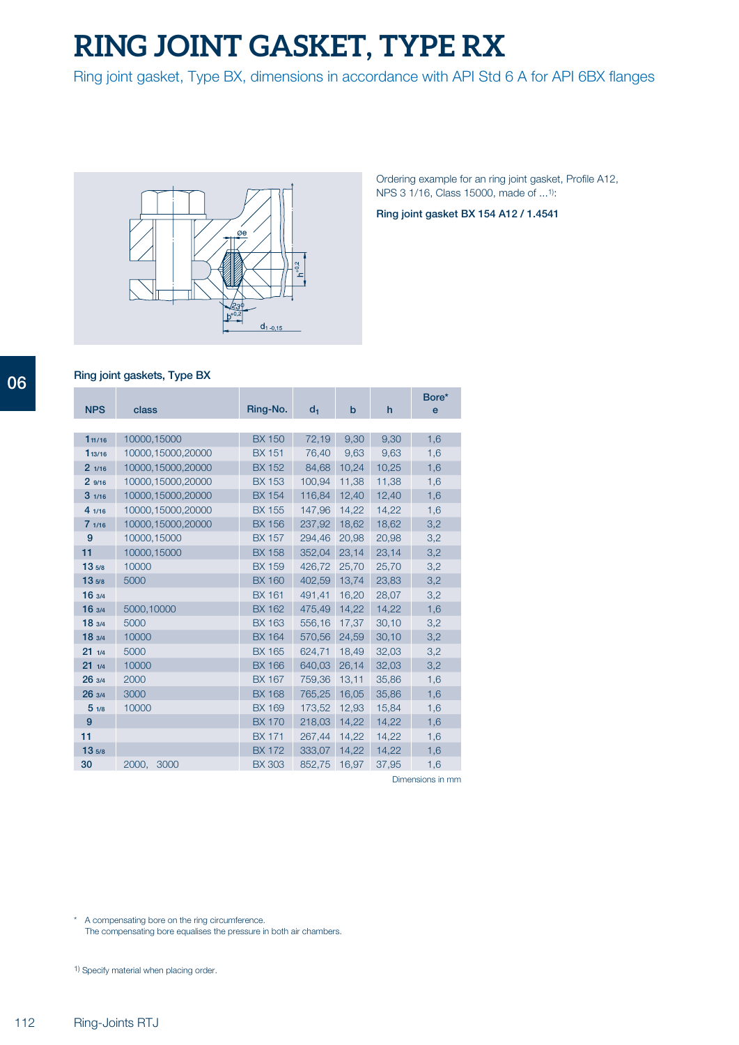# RING JOINT GASKET, TYPE RX

Ring joint gasket, Type BX, dimensions in accordance with API Std 6 A for API 6BX flanges

Ordering example for an ring joint gasket, Profile A12, NPS 3 1/16, Class 15000, made of ...[1]:

**Ring joint gasket BX 154 A12 / 1.4541**

### Ring joint gaskets, Type BX

| NPS | class | Ring-No. | $d_1$ | b | h | Bore* e |
|---|---|---|---|---|---|---|
| 1 11/16 | 10000,15000 | BX 150 | 72,19 | 9,30 | 9,30 | 1,6 |
| 1 13/16 | 10000,15000,20000 | BX 151 | 76,40 | 9,63 | 9,63 | 1,6 |
| 2 1/16 | 10000,15000,20000 | BX 152 | 84,68 | 10,24 | 10,25 | 1,6 |
| 2 9/16 | 10000,15000,20000 | BX 153 | 100,94 | 11,38 | 11,38 | 1,6 |
| 3 1/16 | 10000,15000,20000 | BX 154 | 116,84 | 12,40 | 12,40 | 1,6 |
| 4 1/16 | 10000,15000,20000 | BX 155 | 147,96 | 14,22 | 14,22 | 1,6 |
| 7 1/16 | 10000,15000,20000 | BX 156 | 237,92 | 18,62 | 18,62 | 3,2 |
| 9 | 10000,15000 | BX 157 | 294,46 | 20,98 | 20,98 | 3,2 |
| 11 | 10000,15000 | BX 158 | 352,04 | 23,14 | 23,14 | 3,2 |
| 13 5/8 | 10000 | BX 159 | 426,72 | 25,70 | 25,70 | 3,2 |
| 13 5/8 | 5000 | BX 160 | 402,59 | 13,74 | 23,83 | 3,2 |
| 16 3/4 | | BX 161 | 491,41 | 16,20 | 28,07 | 3,2 |
| 16 3/4 | 5000,10000 | BX 162 | 475,49 | 14,22 | 14,22 | 1,6 |
| 18 3/4 | 5000 | BX 163 | 556,16 | 17,37 | 30,10 | 3,2 |
| 18 3/4 | 10000 | BX 164 | 570,56 | 24,59 | 30,10 | 3,2 |
| 21 1/4 | 5000 | BX 165 | 624,71 | 18,49 | 32,03 | 3,2 |
| 21 1/4 | 10000 | BX 166 | 640,03 | 26,14 | 32,03 | 3,2 |
| 26 3/4 | 2000 | BX 167 | 759,36 | 13,11 | 35,86 | 1,6 |
| 26 3/4 | 3000 | BX 168 | 765,25 | 16,05 | 35,86 | 1,6 |
| 5 1/8 | 10000 | BX 169 | 173,52 | 12,93 | 15,84 | 1,6 |
| 9 | | BX 170 | 218,03 | 14,22 | 14,22 | 1,6 |
| 11 | | BX 171 | 267,44 | 14,22 | 14,22 | 1,6 |
| 13 5/8 | | BX 172 | 333,07 | 14,22 | 14,22 | 1,6 |
| 30 | 2000, 3000 | BX 303 | 852,75 | 16,97 | 37,95 | 1,6 |

Dimensions in mm

\* A compensating bore on the ring circumference.
The compensating bore equalises the pressure in both air chambers.

[1] Specify material when placing order.